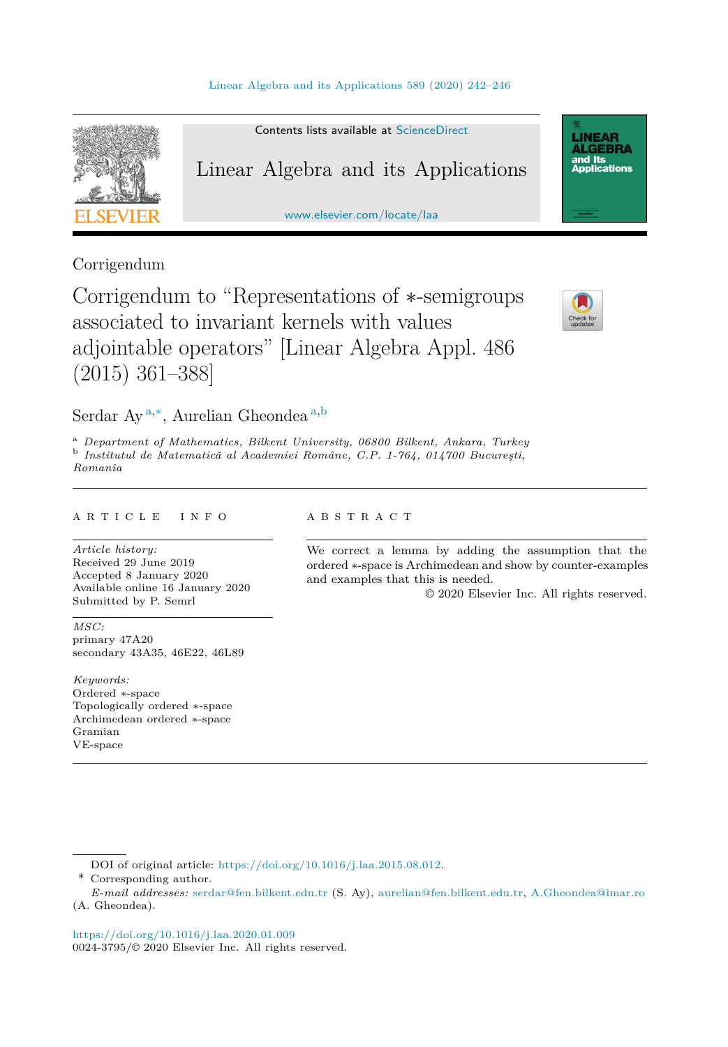Corrigendum

# Corrigendum to "Representations of $*$-semigroups associated to invariant kernels with values adjointable operators" [Linear Algebra Appl. 486 (2015) 361–388]

Serdar Ay [a,*], Aurelian Gheondea [a,b]

[a] *Department of Mathematics, Bilkent University, 06800 Bilkent, Ankara, Turkey*
[b] *Institutul de Matematică al Academiei Române, C.P. 1-764, 014700 Bucureşti, Romania*

---

A R T I C L E   I N F O

*Article history:*
Received 29 June 2019
Accepted 8 January 2020
Available online 16 January 2020
Submitted by P. Semrl

*MSC:*
primary 47A20
secondary 43A35, 46E22, 46L89

*Keywords:*
Ordered $*$-space
Topologically ordered $*$-space
Archimedean ordered $*$-space
Gramian
VE-space

A B S T R A C T

We correct a lemma by adding the assumption that the ordered $*$-space is Archimedean and show by counter-examples and examples that this is needed.

© 2020 Elsevier Inc. All rights reserved.

---

DOI of original article: https://doi.org/10.1016/j.laa.2015.08.012.

\* Corresponding author.

*E-mail addresses:* serdar@fen.bilkent.edu.tr (S. Ay), aurelian@fen.bilkent.edu.tr, A.Gheondea@imar.ro (A. Gheondea).

https://doi.org/10.1016/j.laa.2020.01.009
0024-3795/© 2020 Elsevier Inc. All rights reserved.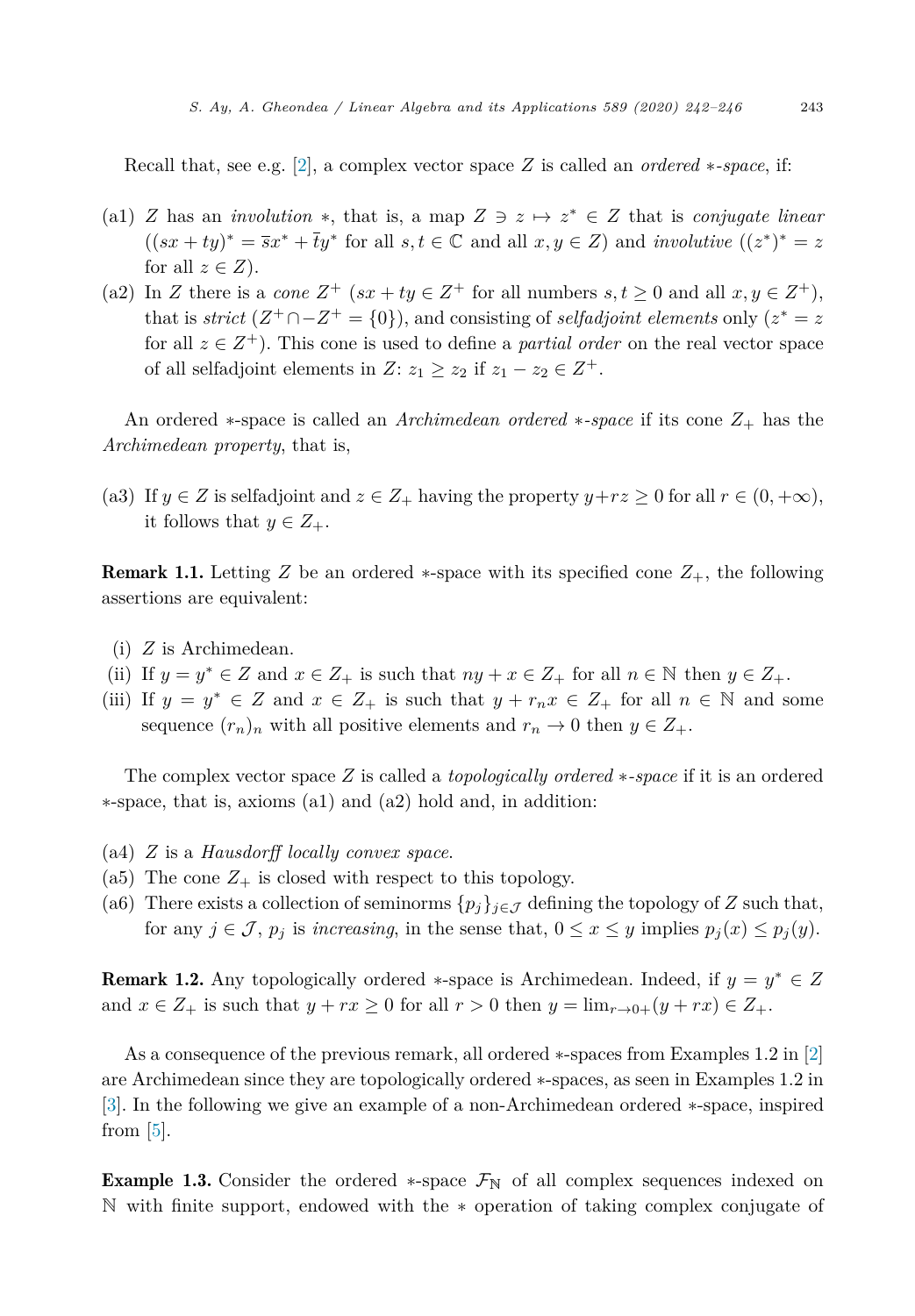Recall that, see e.g. [2], a complex vector space $Z$ is called an *ordered $*$-space*, if:

(a1) $Z$ has an *involution* $*$, that is, a map $Z \ni z \mapsto z^* \in Z$ that is *conjugate linear* ($(sx + ty)^* = \bar{s}x^* + \bar{t}y^*$ for all $s, t \in \mathbb{C}$ and all $x, y \in Z$) and *involutive* ($(z^*)^* = z$ for all $z \in Z$).

(a2) In $Z$ there is a *cone* $Z^+$ ($sx + ty \in Z^+$ for all numbers $s, t \geq 0$ and all $x, y \in Z^+$), that is *strict* ($Z^+ \cap -Z^+ = \{0\}$), and consisting of *selfadjoint elements* only ($z^* = z$ for all $z \in Z^+$). This cone is used to define a *partial order* on the real vector space of all selfadjoint elements in $Z$: $z_1 \geq z_2$ if $z_1 - z_2 \in Z^+$.

An ordered $*$-space is called an *Archimedean ordered $*$-space* if its cone $Z_+$ has the *Archimedean property*, that is,

(a3) If $y \in Z$ is selfadjoint and $z \in Z_+$ having the property $y + rz \geq 0$ for all $r \in (0, +\infty)$, it follows that $y \in Z_+$.

**Remark 1.1.** Letting $Z$ be an ordered $*$-space with its specified cone $Z_+$, the following assertions are equivalent:

(i) $Z$ is Archimedean.

(ii) If $y = y^* \in Z$ and $x \in Z_+$ is such that $ny + x \in Z_+$ for all $n \in \mathbb{N}$ then $y \in Z_+$.

(iii) If $y = y^* \in Z$ and $x \in Z_+$ is such that $y + r_n x \in Z_+$ for all $n \in \mathbb{N}$ and some sequence $(r_n)_n$ with all positive elements and $r_n \to 0$ then $y \in Z_+$.

The complex vector space $Z$ is called a *topologically ordered $*$-space* if it is an ordered $*$-space, that is, axioms (a1) and (a2) hold and, in addition:

(a4) $Z$ is a *Hausdorff locally convex space*.

(a5) The cone $Z_+$ is closed with respect to this topology.

(a6) There exists a collection of seminorms $\{p_j\}_{j \in \mathcal{J}}$ defining the topology of $Z$ such that, for any $j \in \mathcal{J}$, $p_j$ is *increasing*, in the sense that, $0 \leq x \leq y$ implies $p_j(x) \leq p_j(y)$.

**Remark 1.2.** Any topologically ordered $*$-space is Archimedean. Indeed, if $y = y^* \in Z$ and $x \in Z_+$ is such that $y + rx \geq 0$ for all $r > 0$ then $y = \lim_{r \to 0+}(y + rx) \in Z_+$.

As a consequence of the previous remark, all ordered $*$-spaces from Examples 1.2 in [2] are Archimedean since they are topologically ordered $*$-spaces, as seen in Examples 1.2 in [3]. In the following we give an example of a non-Archimedean ordered $*$-space, inspired from [5].

**Example 1.3.** Consider the ordered $*$-space $\mathcal{F}_{\mathbb{N}}$ of all complex sequences indexed on $\mathbb{N}$ with finite support, endowed with the $*$ operation of taking complex conjugate of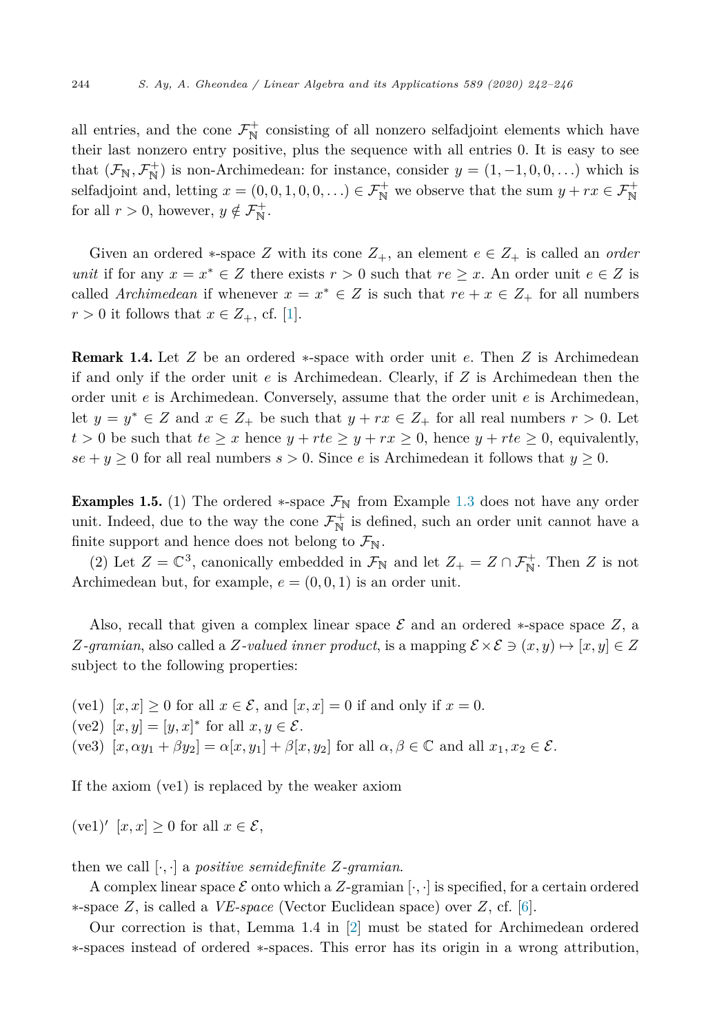all entries, and the cone $\mathcal{F}_{\mathbb{N}}^+$ consisting of all nonzero selfadjoint elements which have their last nonzero entry positive, plus the sequence with all entries 0. It is easy to see that $(\mathcal{F}_{\mathbb{N}}, \mathcal{F}_{\mathbb{N}}^+)$ is non-Archimedean: for instance, consider $y = (1, -1, 0, 0, \ldots)$ which is selfadjoint and, letting $x = (0, 0, 1, 0, 0, \ldots) \in \mathcal{F}_{\mathbb{N}}^+$ we observe that the sum $y + rx \in \mathcal{F}_{\mathbb{N}}^+$ for all $r > 0$, however, $y \notin \mathcal{F}_{\mathbb{N}}^+$.

Given an ordered $*$-space $Z$ with its cone $Z_+$, an element $e \in Z_+$ is called an *order unit* if for any $x = x^* \in Z$ there exists $r > 0$ such that $re \geq x$. An order unit $e \in Z$ is called *Archimedean* if whenever $x = x^* \in Z$ is such that $re + x \in Z_+$ for all numbers $r > 0$ it follows that $x \in Z_+$, cf. [1].

**Remark 1.4.** Let $Z$ be an ordered $*$-space with order unit $e$. Then $Z$ is Archimedean if and only if the order unit $e$ is Archimedean. Clearly, if $Z$ is Archimedean then the order unit $e$ is Archimedean. Conversely, assume that the order unit $e$ is Archimedean, let $y = y^* \in Z$ and $x \in Z_+$ be such that $y + rx \in Z_+$ for all real numbers $r > 0$. Let $t > 0$ be such that $te \geq x$ hence $y + rte \geq y + rx \geq 0$, hence $y + rte \geq 0$, equivalently, $se + y \geq 0$ for all real numbers $s > 0$. Since $e$ is Archimedean it follows that $y \geq 0$.

**Examples 1.5.** (1) The ordered $*$-space $\mathcal{F}_{\mathbb{N}}$ from Example 1.3 does not have any order unit. Indeed, due to the way the cone $\mathcal{F}_{\mathbb{N}}^+$ is defined, such an order unit cannot have a finite support and hence does not belong to $\mathcal{F}_{\mathbb{N}}$.

(2) Let $Z = \mathbb{C}^3$, canonically embedded in $\mathcal{F}_{\mathbb{N}}$ and let $Z_+ = Z \cap \mathcal{F}_{\mathbb{N}}^+$. Then $Z$ is not Archimedean but, for example, $e = (0, 0, 1)$ is an order unit.

Also, recall that given a complex linear space $\mathcal{E}$ and an ordered $*$-space space $Z$, a *$Z$-gramian*, also called a *$Z$-valued inner product*, is a mapping $\mathcal{E} \times \mathcal{E} \ni (x, y) \mapsto [x, y] \in Z$ subject to the following properties:

(ve1) $[x, x] \geq 0$ for all $x \in \mathcal{E}$, and $[x, x] = 0$ if and only if $x = 0$.
(ve2) $[x, y] = [y, x]^*$ for all $x, y \in \mathcal{E}$.
(ve3) $[x, \alpha y_1 + \beta y_2] = \alpha [x, y_1] + \beta [x, y_2]$ for all $\alpha, \beta \in \mathbb{C}$ and all $x_1, x_2 \in \mathcal{E}$.

If the axiom (ve1) is replaced by the weaker axiom

(ve1)′ $[x, x] \geq 0$ for all $x \in \mathcal{E}$,

then we call $[\cdot, \cdot]$ a *positive semidefinite $Z$-gramian*.

A complex linear space $\mathcal{E}$ onto which a $Z$-gramian $[\cdot, \cdot]$ is specified, for a certain ordered $*$-space $Z$, is called a *VE-space* (Vector Euclidean space) over $Z$, cf. [6].

Our correction is that, Lemma 1.4 in [2] must be stated for Archimedean ordered $*$-spaces instead of ordered $*$-spaces. This error has its origin in a wrong attribution,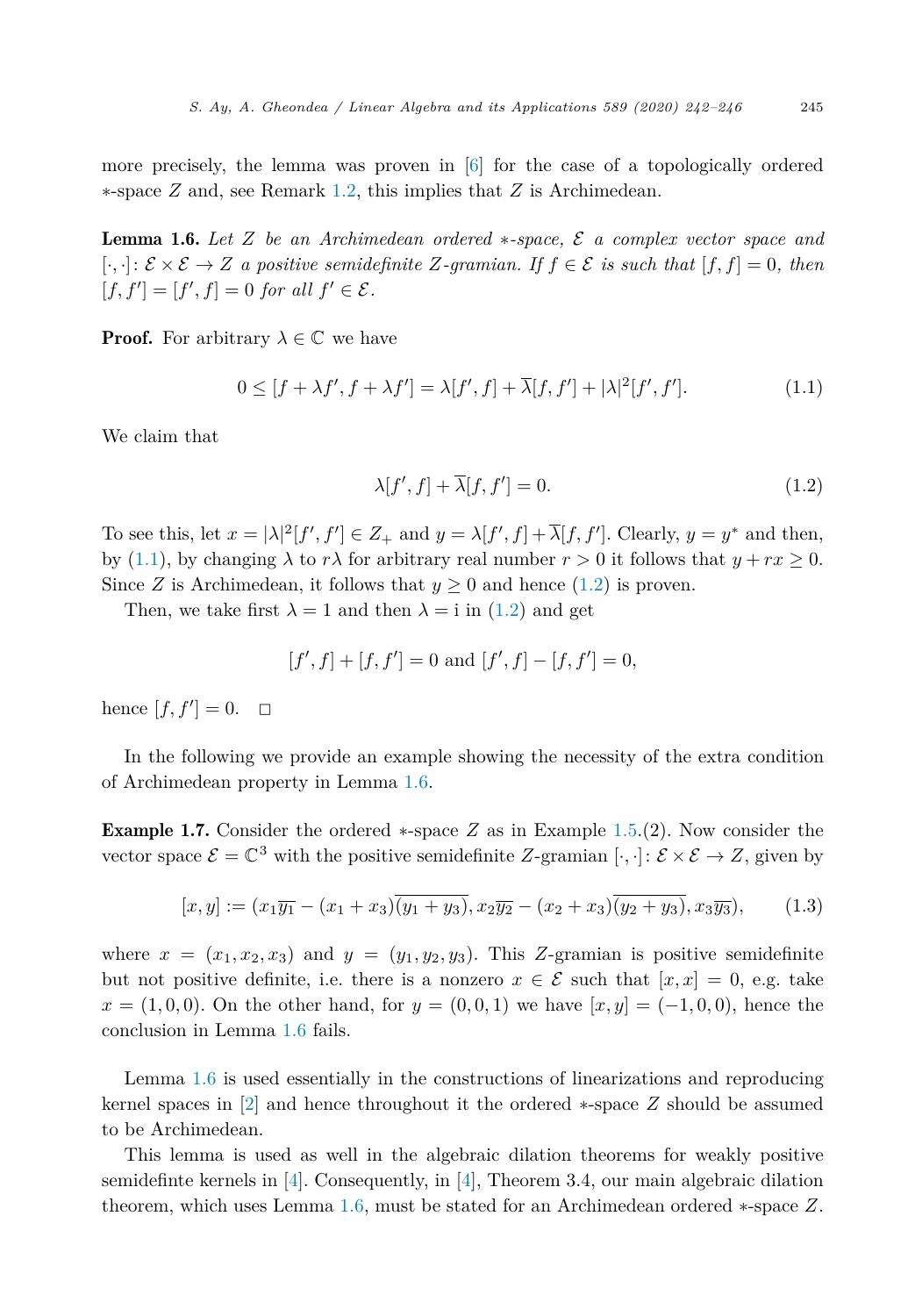more precisely, the lemma was proven in [6] for the case of a topologically ordered $*$-space $Z$ and, see Remark 1.2, this implies that $Z$ is Archimedean.

**Lemma 1.6.** *Let $Z$ be an Archimedean ordered $*$-space, $\mathcal{E}$ a complex vector space and $[\cdot,\cdot]\colon \mathcal{E}\times\mathcal{E}\to Z$ a positive semidefinite $Z$-gramian. If $f\in\mathcal{E}$ is such that $[f,f]=0$, then $[f,f']=[f',f]=0$ for all $f'\in\mathcal{E}$.*

**Proof.** For arbitrary $\lambda\in\mathbb{C}$ we have

$$0\leq [f+\lambda f', f+\lambda f'] = \lambda[f',f]+\overline{\lambda}[f,f']+|\lambda|^2[f',f']. \tag{1.1}$$

We claim that

$$\lambda[f',f]+\overline{\lambda}[f,f']=0. \tag{1.2}$$

To see this, let $x=|\lambda|^2[f',f']\in Z_+$ and $y=\lambda[f',f]+\overline{\lambda}[f,f']$. Clearly, $y=y^*$ and then, by (1.1), by changing $\lambda$ to $r\lambda$ for arbitrary real number $r>0$ it follows that $y+rx\geq 0$. Since $Z$ is Archimedean, it follows that $y\geq 0$ and hence (1.2) is proven.

Then, we take first $\lambda=1$ and then $\lambda=\mathrm{i}$ in (1.2) and get

$$[f',f]+[f,f']=0 \text{ and } [f',f]-[f,f']=0,$$

hence $[f,f']=0$. $\square$

In the following we provide an example showing the necessity of the extra condition of Archimedean property in Lemma 1.6.

**Example 1.7.** Consider the ordered $*$-space $Z$ as in Example 1.5.(2). Now consider the vector space $\mathcal{E}=\mathbb{C}^3$ with the positive semidefinite $Z$-gramian $[\cdot,\cdot]\colon\mathcal{E}\times\mathcal{E}\to Z$, given by

$$[x,y]:=(x_1\overline{y_1}-(x_1+x_3)\overline{(y_1+y_3)}, x_2\overline{y_2}-(x_2+x_3)\overline{(y_2+y_3)}, x_3\overline{y_3}), \tag{1.3}$$

where $x=(x_1,x_2,x_3)$ and $y=(y_1,y_2,y_3)$. This $Z$-gramian is positive semidefinite but not positive definite, i.e. there is a nonzero $x\in\mathcal{E}$ such that $[x,x]=0$, e.g. take $x=(1,0,0)$. On the other hand, for $y=(0,0,1)$ we have $[x,y]=(-1,0,0)$, hence the conclusion in Lemma 1.6 fails.

Lemma 1.6 is used essentially in the constructions of linearizations and reproducing kernel spaces in [2] and hence throughout it the ordered $*$-space $Z$ should be assumed to be Archimedean.

This lemma is used as well in the algebraic dilation theorems for weakly positive semidefinte kernels in [4]. Consequently, in [4], Theorem 3.4, our main algebraic dilation theorem, which uses Lemma 1.6, must be stated for an Archimedean ordered $*$-space $Z$.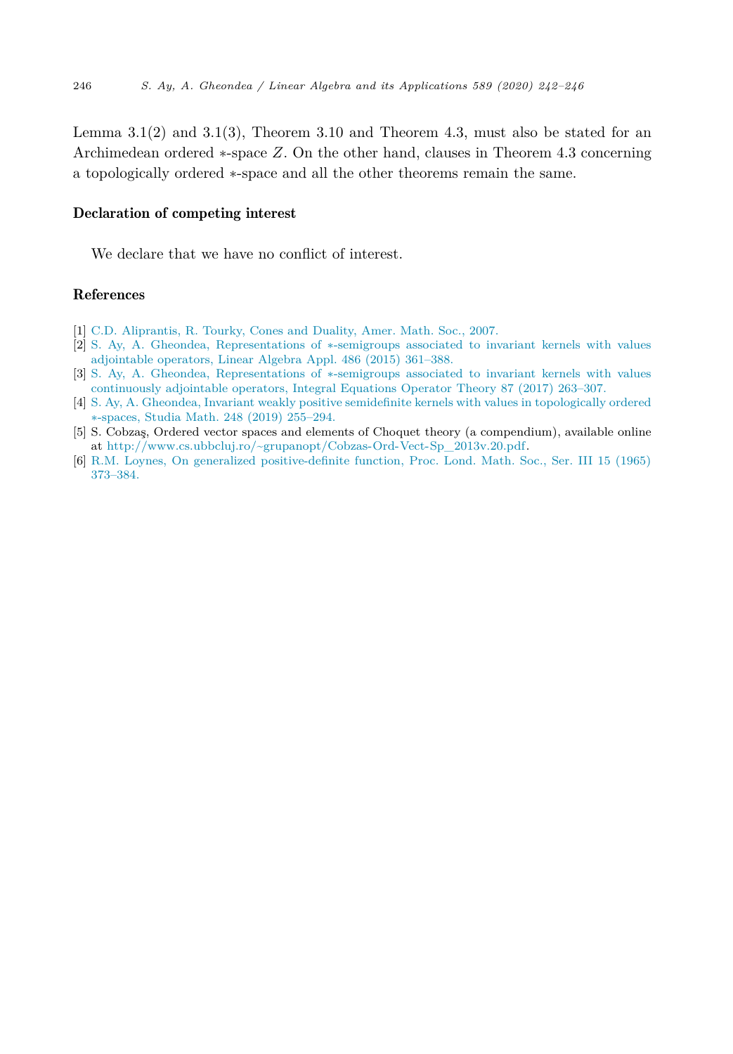Lemma 3.1(2) and 3.1(3), Theorem 3.10 and Theorem 4.3, must also be stated for an Archimedean ordered $*$-space $Z$. On the other hand, clauses in Theorem 4.3 concerning a topologically ordered $*$-space and all the other theorems remain the same.

### Declaration of competing interest

We declare that we have no conflict of interest.

### References

[1] C.D. Aliprantis, R. Tourky, Cones and Duality, Amer. Math. Soc., 2007.

[2] S. Ay, A. Gheondea, Representations of $*$-semigroups associated to invariant kernels with values adjointable operators, Linear Algebra Appl. 486 (2015) 361–388.

[3] S. Ay, A. Gheondea, Representations of $*$-semigroups associated to invariant kernels with values continuously adjointable operators, Integral Equations Operator Theory 87 (2017) 263–307.

[4] S. Ay, A. Gheondea, Invariant weakly positive semidefinite kernels with values in topologically ordered $*$-spaces, Studia Math. 248 (2019) 255–294.

[5] S. Cobzaş, Ordered vector spaces and elements of Choquet theory (a compendium), available online at http://www.cs.ubbcluj.ro/~grupanopt/Cobzas-Ord-Vect-Sp_2013v.20.pdf.

[6] R.M. Loynes, On generalized positive-definite function, Proc. Lond. Math. Soc., Ser. III 15 (1965) 373–384.